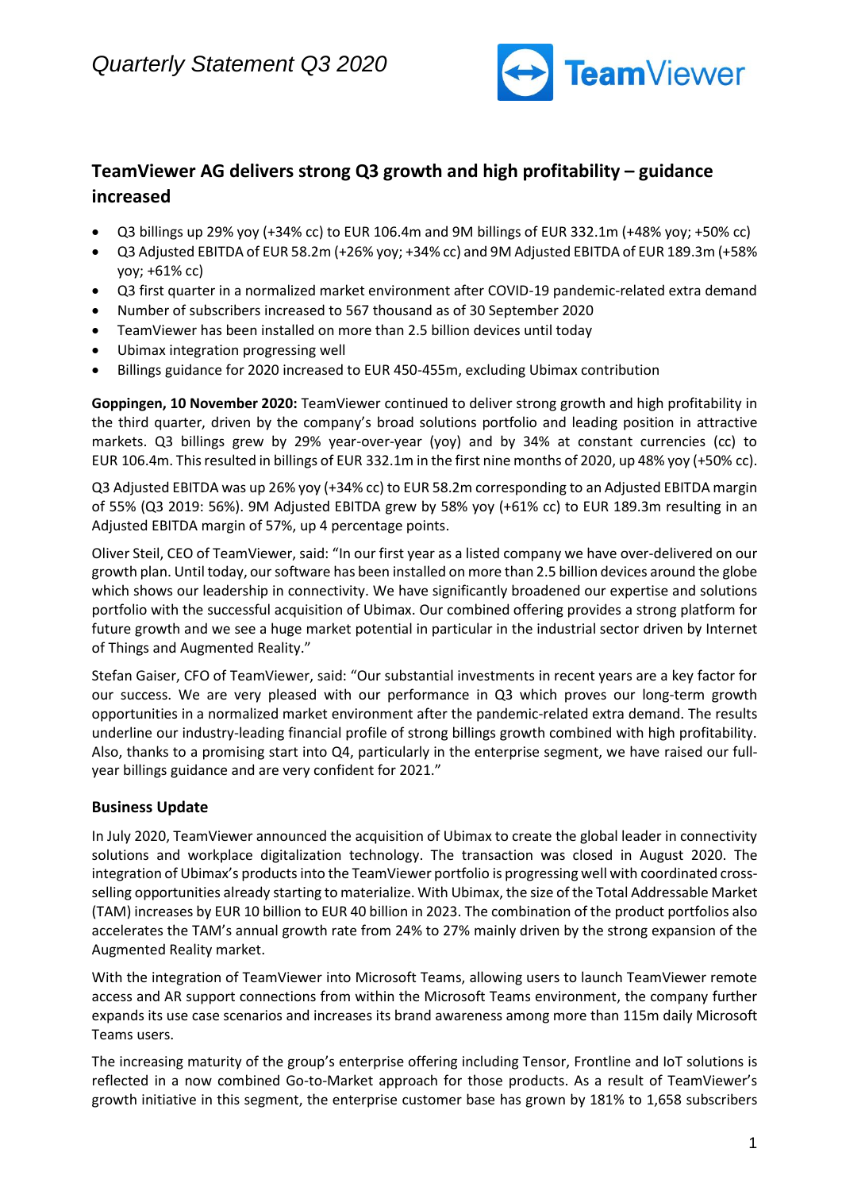# Quarterly Statement Q3 2020

## TeamViewer AG delivers strong Q3 growth and high profitability – guidance increased

- Q3 billings up 29% yoy (+34% cc) to EUR 106.4m and 9M billings of EUR 332.1m (+48% yoy; +50% cc)
- Q3 Adjusted EBITDA of EUR 58.2m (+26% yoy; +34% cc) and 9M Adjusted EBITDA of EUR 189.3m (+58% yoy; +61% cc)
- Q3 first quarter in a normalized market environment after COVID-19 pandemic-related extra demand
- Number of subscribers increased to 567 thousand as of 30 September 2020
- TeamViewer has been installed on more than 2.5 billion devices until today
- Ubimax integration progressing well
- Billings guidance for 2020 increased to EUR 450-455m, excluding Ubimax contribution

**Goppingen, 10 November 2020:** TeamViewer continued to deliver strong growth and high profitability in the third quarter, driven by the company's broad solutions portfolio and leading position in attractive markets. Q3 billings grew by 29% year-over-year (yoy) and by 34% at constant currencies (cc) to EUR 106.4m. This resulted in billings of EUR 332.1m in the first nine months of 2020, up 48% yoy (+50% cc).

Q3 Adjusted EBITDA was up 26% yoy (+34% cc) to EUR 58.2m corresponding to an Adjusted EBITDA margin of 55% (Q3 2019: 56%). 9M Adjusted EBITDA grew by 58% yoy (+61% cc) to EUR 189.3m resulting in an Adjusted EBITDA margin of 57%, up 4 percentage points.

Oliver Steil, CEO of TeamViewer, said: "In our first year as a listed company we have over-delivered on our growth plan. Until today, our software has been installed on more than 2.5 billion devices around the globe which shows our leadership in connectivity. We have significantly broadened our expertise and solutions portfolio with the successful acquisition of Ubimax. Our combined offering provides a strong platform for future growth and we see a huge market potential in particular in the industrial sector driven by Internet of Things and Augmented Reality."

Stefan Gaiser, CFO of TeamViewer, said: "Our substantial investments in recent years are a key factor for our success. We are very pleased with our performance in Q3 which proves our long-term growth opportunities in a normalized market environment after the pandemic-related extra demand. The results underline our industry-leading financial profile of strong billings growth combined with high profitability. Also, thanks to a promising start into Q4, particularly in the enterprise segment, we have raised our full-year billings guidance and are very confident for 2021."

### Business Update

In July 2020, TeamViewer announced the acquisition of Ubimax to create the global leader in connectivity solutions and workplace digitalization technology. The transaction was closed in August 2020. The integration of Ubimax's products into the TeamViewer portfolio is progressing well with coordinated cross-selling opportunities already starting to materialize. With Ubimax, the size of the Total Addressable Market (TAM) increases by EUR 10 billion to EUR 40 billion in 2023. The combination of the product portfolios also accelerates the TAM's annual growth rate from 24% to 27% mainly driven by the strong expansion of the Augmented Reality market.

With the integration of TeamViewer into Microsoft Teams, allowing users to launch TeamViewer remote access and AR support connections from within the Microsoft Teams environment, the company further expands its use case scenarios and increases its brand awareness among more than 115m daily Microsoft Teams users.

The increasing maturity of the group's enterprise offering including Tensor, Frontline and IoT solutions is reflected in a now combined Go-to-Market approach for those products. As a result of TeamViewer's growth initiative in this segment, the enterprise customer base has grown by 181% to 1,658 subscribers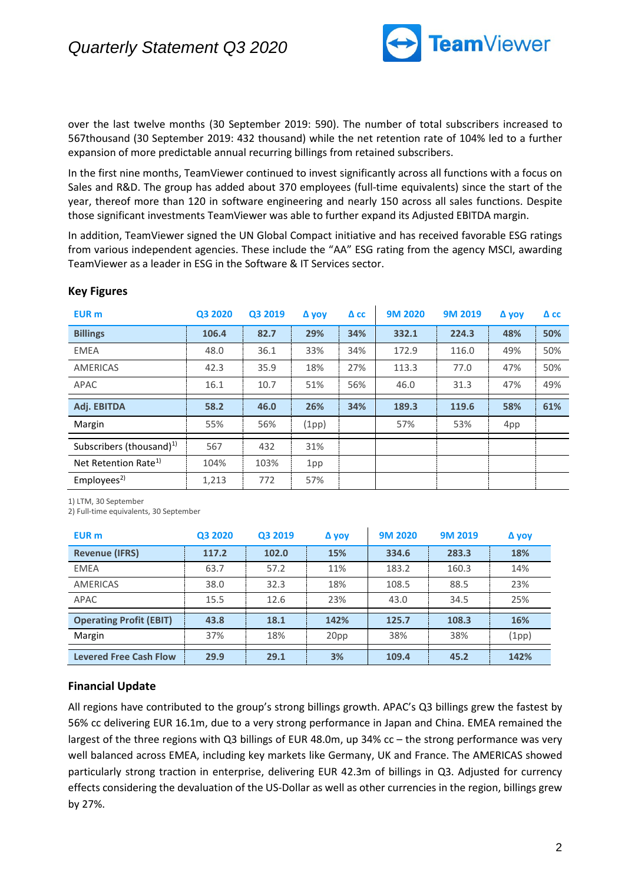over the last twelve months (30 September 2019: 590). The number of total subscribers increased to 567thousand (30 September 2019: 432 thousand) while the net retention rate of 104% led to a further expansion of more predictable annual recurring billings from retained subscribers.

In the first nine months, TeamViewer continued to invest significantly across all functions with a focus on Sales and R&D. The group has added about 370 employees (full-time equivalents) since the start of the year, thereof more than 120 in software engineering and nearly 150 across all sales functions. Despite those significant investments TeamViewer was able to further expand its Adjusted EBITDA margin.

In addition, TeamViewer signed the UN Global Compact initiative and has received favorable ESG ratings from various independent agencies. These include the "AA" ESG rating from the agency MSCI, awarding TeamViewer as a leader in ESG in the Software & IT Services sector.

### Key Figures

| EUR m | Q3 2020 | Q3 2019 | Δ yoy | Δ cc | 9M 2020 | 9M 2019 | Δ yoy | Δ cc |
|---|---|---|---|---|---|---|---|---|
| **Billings** | **106.4** | **82.7** | **29%** | **34%** | **332.1** | **224.3** | **48%** | **50%** |
| EMEA | 48.0 | 36.1 | 33% | 34% | 172.9 | 116.0 | 49% | 50% |
| AMERICAS | 42.3 | 35.9 | 18% | 27% | 113.3 | 77.0 | 47% | 50% |
| APAC | 16.1 | 10.7 | 51% | 56% | 46.0 | 31.3 | 47% | 49% |
| **Adj. EBITDA** | **58.2** | **46.0** | **26%** | **34%** | **189.3** | **119.6** | **58%** | **61%** |
| Margin | 55% | 56% | (1pp) | | 57% | 53% | 4pp | |
| Subscribers (thousand)[1] | 567 | 432 | 31% | | | | | |
| Net Retention Rate[1] | 104% | 103% | 1pp | | | | | |
| Employees[2] | 1,213 | 772 | 57% | | | | | |

1) LTM, 30 September
2) Full-time equivalents, 30 September

| EUR m | Q3 2020 | Q3 2019 | Δ yoy | 9M 2020 | 9M 2019 | Δ yoy |
|---|---|---|---|---|---|---|
| **Revenue (IFRS)** | **117.2** | **102.0** | **15%** | **334.6** | **283.3** | **18%** |
| EMEA | 63.7 | 57.2 | 11% | 183.2 | 160.3 | 14% |
| AMERICAS | 38.0 | 32.3 | 18% | 108.5 | 88.5 | 23% |
| APAC | 15.5 | 12.6 | 23% | 43.0 | 34.5 | 25% |
| **Operating Profit (EBIT)** | **43.8** | **18.1** | **142%** | **125.7** | **108.3** | **16%** |
| Margin | 37% | 18% | 20pp | 38% | 38% | (1pp) |
| **Levered Free Cash Flow** | **29.9** | **29.1** | **3%** | **109.4** | **45.2** | **142%** |

### Financial Update

All regions have contributed to the group's strong billings growth. APAC's Q3 billings grew the fastest by 56% cc delivering EUR 16.1m, due to a very strong performance in Japan and China. EMEA remained the largest of the three regions with Q3 billings of EUR 48.0m, up 34% cc – the strong performance was very well balanced across EMEA, including key markets like Germany, UK and France. The AMERICAS showed particularly strong traction in enterprise, delivering EUR 42.3m of billings in Q3. Adjusted for currency effects considering the devaluation of the US-Dollar as well as other currencies in the region, billings grew by 27%.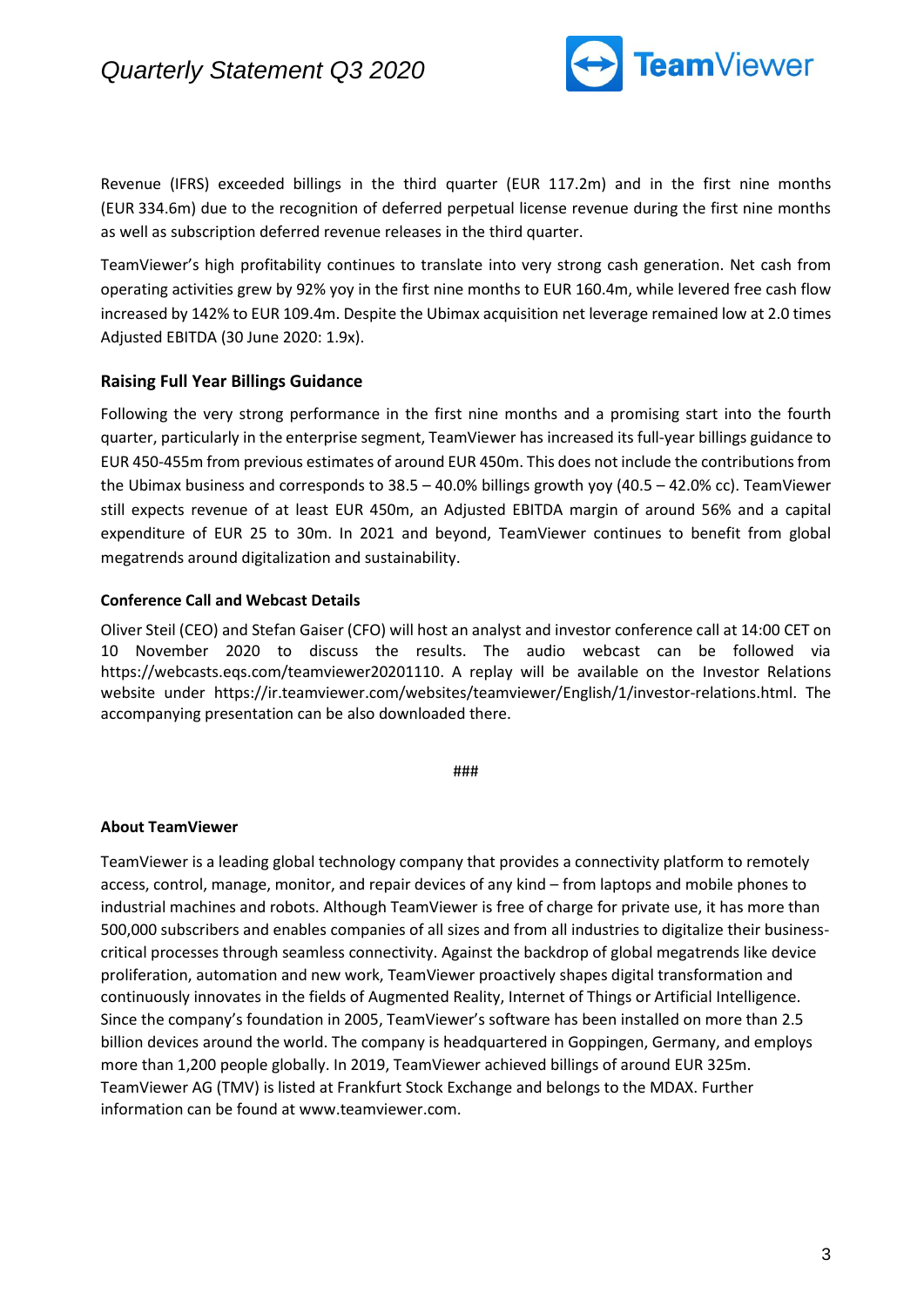Revenue (IFRS) exceeded billings in the third quarter (EUR 117.2m) and in the first nine months (EUR 334.6m) due to the recognition of deferred perpetual license revenue during the first nine months as well as subscription deferred revenue releases in the third quarter.

TeamViewer's high profitability continues to translate into very strong cash generation. Net cash from operating activities grew by 92% yoy in the first nine months to EUR 160.4m, while levered free cash flow increased by 142% to EUR 109.4m. Despite the Ubimax acquisition net leverage remained low at 2.0 times Adjusted EBITDA (30 June 2020: 1.9x).

## Raising Full Year Billings Guidance

Following the very strong performance in the first nine months and a promising start into the fourth quarter, particularly in the enterprise segment, TeamViewer has increased its full-year billings guidance to EUR 450-455m from previous estimates of around EUR 450m. This does not include the contributions from the Ubimax business and corresponds to 38.5 – 40.0% billings growth yoy (40.5 – 42.0% cc). TeamViewer still expects revenue of at least EUR 450m, an Adjusted EBITDA margin of around 56% and a capital expenditure of EUR 25 to 30m. In 2021 and beyond, TeamViewer continues to benefit from global megatrends around digitalization and sustainability.

### Conference Call and Webcast Details

Oliver Steil (CEO) and Stefan Gaiser (CFO) will host an analyst and investor conference call at 14:00 CET on 10 November 2020 to discuss the results. The audio webcast can be followed via https://webcasts.eqs.com/teamviewer20201110. A replay will be available on the Investor Relations website under https://ir.teamviewer.com/websites/teamviewer/English/1/investor-relations.html. The accompanying presentation can be also downloaded there.

###

### About TeamViewer

TeamViewer is a leading global technology company that provides a connectivity platform to remotely access, control, manage, monitor, and repair devices of any kind – from laptops and mobile phones to industrial machines and robots. Although TeamViewer is free of charge for private use, it has more than 500,000 subscribers and enables companies of all sizes and from all industries to digitalize their business-critical processes through seamless connectivity. Against the backdrop of global megatrends like device proliferation, automation and new work, TeamViewer proactively shapes digital transformation and continuously innovates in the fields of Augmented Reality, Internet of Things or Artificial Intelligence. Since the company's foundation in 2005, TeamViewer's software has been installed on more than 2.5 billion devices around the world. The company is headquartered in Goppingen, Germany, and employs more than 1,200 people globally. In 2019, TeamViewer achieved billings of around EUR 325m. TeamViewer AG (TMV) is listed at Frankfurt Stock Exchange and belongs to the MDAX. Further information can be found at www.teamviewer.com.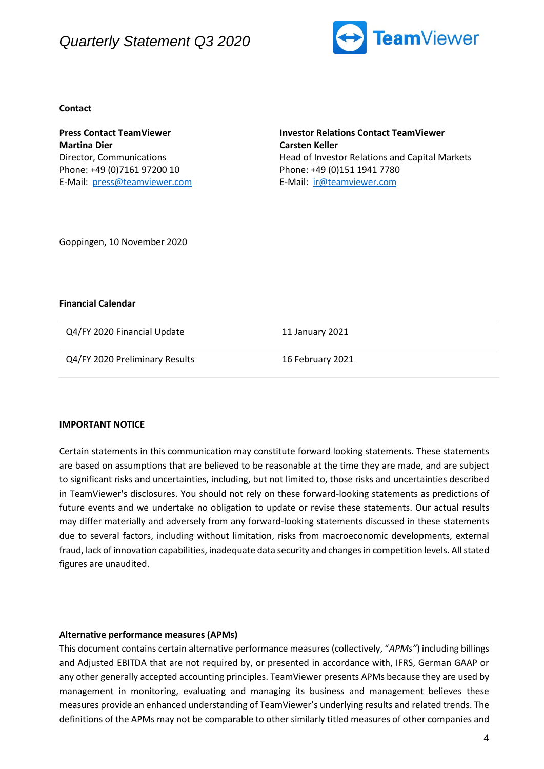**Contact**

**Press Contact TeamViewer**
**Martina Dier**
Director, Communications
Phone: +49 (0)7161 97200 10
E-Mail: press@teamviewer.com

**Investor Relations Contact TeamViewer**
**Carsten Keller**
Head of Investor Relations and Capital Markets
Phone: +49 (0)151 1941 7780
E-Mail: ir@teamviewer.com

Goppingen, 10 November 2020

**Financial Calendar**

| | |
|---|---|
| Q4/FY 2020 Financial Update | 11 January 2021 |
| Q4/FY 2020 Preliminary Results | 16 February 2021 |

**IMPORTANT NOTICE**

Certain statements in this communication may constitute forward looking statements. These statements are based on assumptions that are believed to be reasonable at the time they are made, and are subject to significant risks and uncertainties, including, but not limited to, those risks and uncertainties described in TeamViewer's disclosures. You should not rely on these forward-looking statements as predictions of future events and we undertake no obligation to update or revise these statements. Our actual results may differ materially and adversely from any forward-looking statements discussed in these statements due to several factors, including without limitation, risks from macroeconomic developments, external fraud, lack of innovation capabilities, inadequate data security and changes in competition levels. All stated figures are unaudited.

**Alternative performance measures (APMs)**

This document contains certain alternative performance measures (collectively, "*APMs"*) including billings and Adjusted EBITDA that are not required by, or presented in accordance with, IFRS, German GAAP or any other generally accepted accounting principles. TeamViewer presents APMs because they are used by management in monitoring, evaluating and managing its business and management believes these measures provide an enhanced understanding of TeamViewer's underlying results and related trends. The definitions of the APMs may not be comparable to other similarly titled measures of other companies and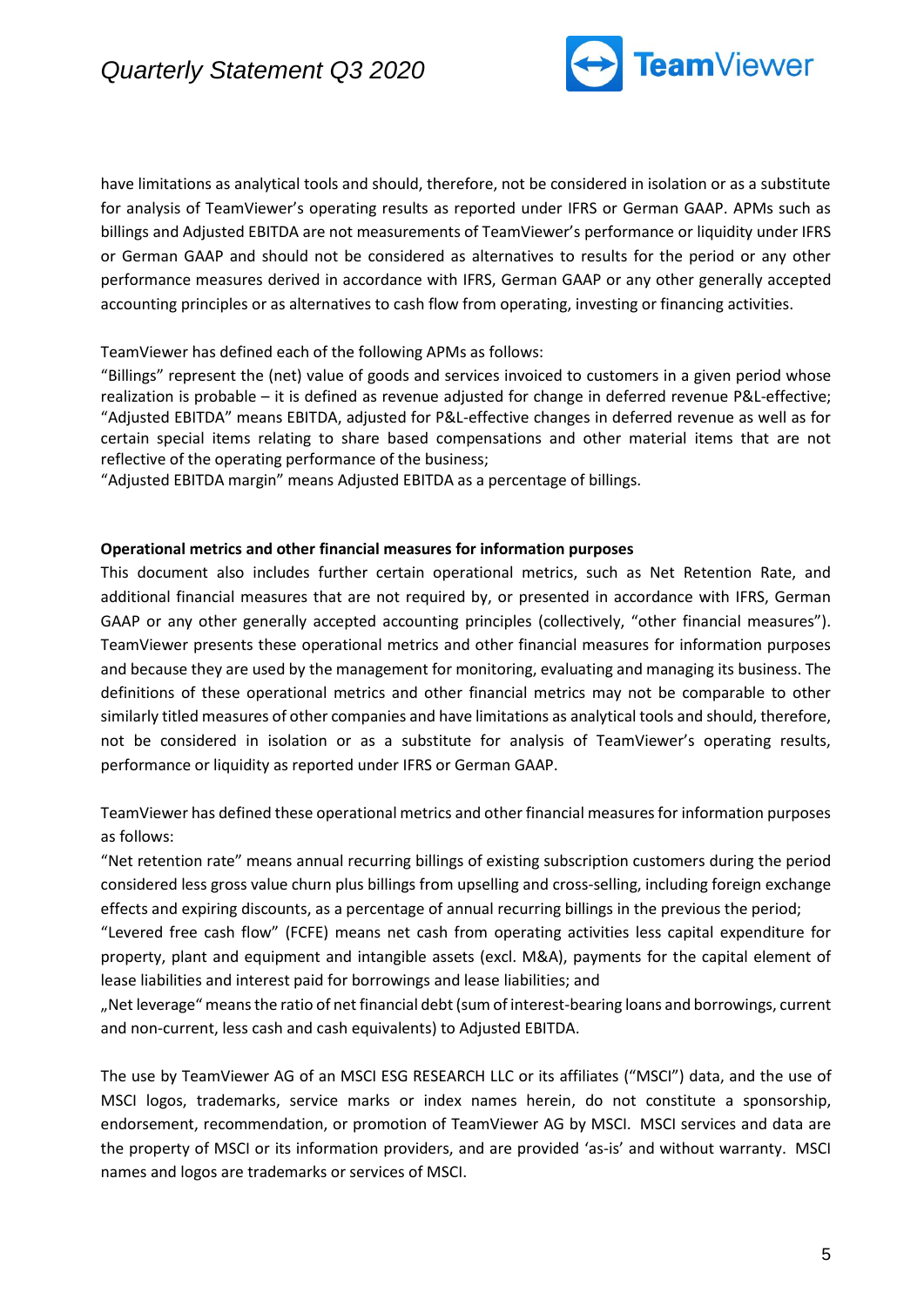have limitations as analytical tools and should, therefore, not be considered in isolation or as a substitute for analysis of TeamViewer's operating results as reported under IFRS or German GAAP. APMs such as billings and Adjusted EBITDA are not measurements of TeamViewer's performance or liquidity under IFRS or German GAAP and should not be considered as alternatives to results for the period or any other performance measures derived in accordance with IFRS, German GAAP or any other generally accepted accounting principles or as alternatives to cash flow from operating, investing or financing activities.

TeamViewer has defined each of the following APMs as follows:
"Billings" represent the (net) value of goods and services invoiced to customers in a given period whose realization is probable – it is defined as revenue adjusted for change in deferred revenue P&L-effective;
"Adjusted EBITDA" means EBITDA, adjusted for P&L-effective changes in deferred revenue as well as for certain special items relating to share based compensations and other material items that are not reflective of the operating performance of the business;
"Adjusted EBITDA margin" means Adjusted EBITDA as a percentage of billings.

**Operational metrics and other financial measures for information purposes**

This document also includes further certain operational metrics, such as Net Retention Rate, and additional financial measures that are not required by, or presented in accordance with IFRS, German GAAP or any other generally accepted accounting principles (collectively, "other financial measures"). TeamViewer presents these operational metrics and other financial measures for information purposes and because they are used by the management for monitoring, evaluating and managing its business. The definitions of these operational metrics and other financial metrics may not be comparable to other similarly titled measures of other companies and have limitations as analytical tools and should, therefore, not be considered in isolation or as a substitute for analysis of TeamViewer's operating results, performance or liquidity as reported under IFRS or German GAAP.

TeamViewer has defined these operational metrics and other financial measures for information purposes as follows:
"Net retention rate" means annual recurring billings of existing subscription customers during the period considered less gross value churn plus billings from upselling and cross-selling, including foreign exchange effects and expiring discounts, as a percentage of annual recurring billings in the previous the period;
"Levered free cash flow" (FCFE) means net cash from operating activities less capital expenditure for property, plant and equipment and intangible assets (excl. M&A), payments for the capital element of lease liabilities and interest paid for borrowings and lease liabilities; and
„Net leverage" means the ratio of net financial debt (sum of interest-bearing loans and borrowings, current and non-current, less cash and cash equivalents) to Adjusted EBITDA.

The use by TeamViewer AG of an MSCI ESG RESEARCH LLC or its affiliates ("MSCI") data, and the use of MSCI logos, trademarks, service marks or index names herein, do not constitute a sponsorship, endorsement, recommendation, or promotion of TeamViewer AG by MSCI. MSCI services and data are the property of MSCI or its information providers, and are provided 'as-is' and without warranty. MSCI names and logos are trademarks or services of MSCI.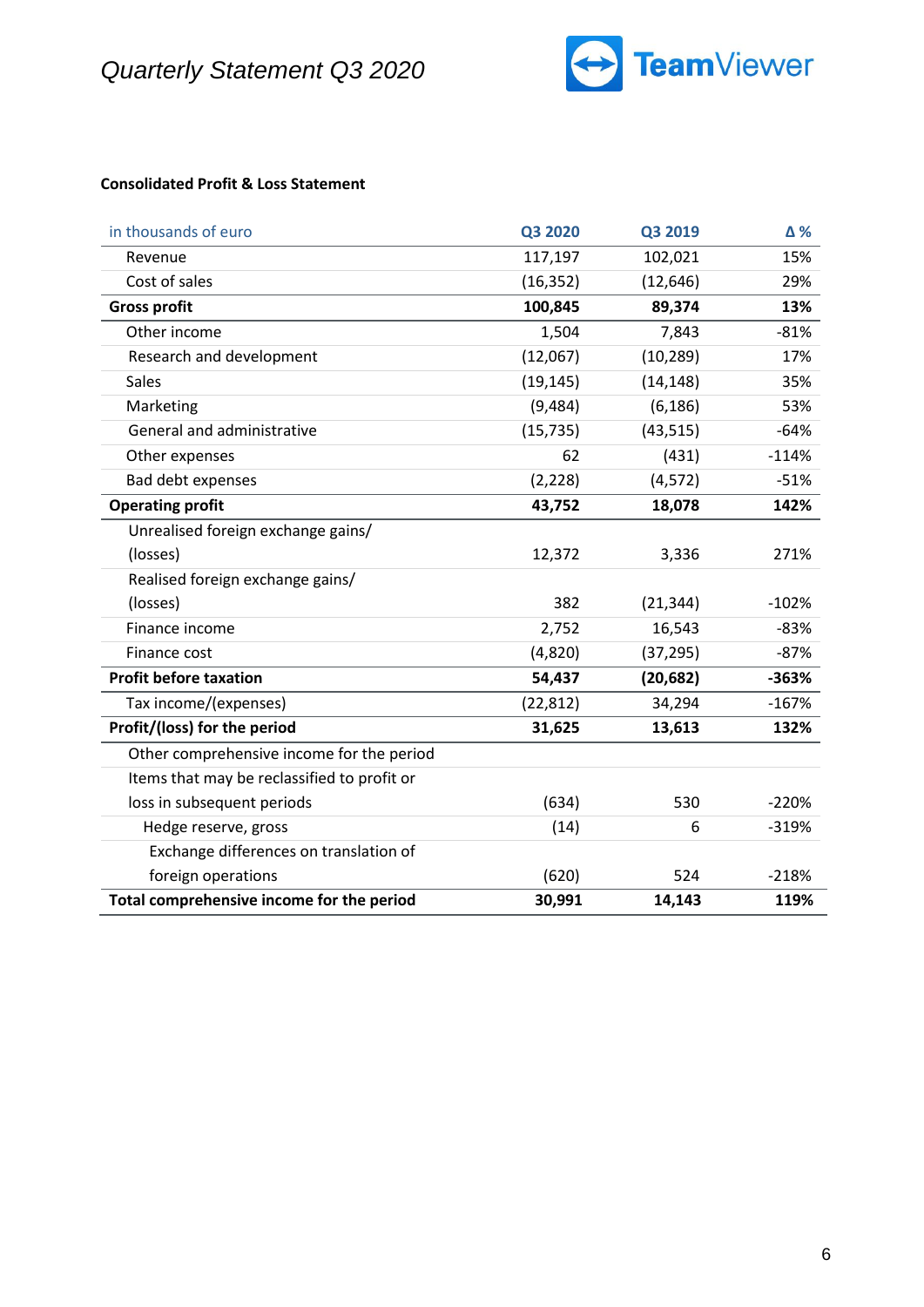**Consolidated Profit & Loss Statement**

| in thousands of euro | Q3 2020 | Q3 2019 | Δ % |
|---|---|---|---|
| Revenue | 117,197 | 102,021 | 15% |
| Cost of sales | (16,352) | (12,646) | 29% |
| **Gross profit** | **100,845** | **89,374** | **13%** |
| Other income | 1,504 | 7,843 | -81% |
| Research and development | (12,067) | (10,289) | 17% |
| Sales | (19,145) | (14,148) | 35% |
| Marketing | (9,484) | (6,186) | 53% |
| General and administrative | (15,735) | (43,515) | -64% |
| Other expenses | 62 | (431) | -114% |
| Bad debt expenses | (2,228) | (4,572) | -51% |
| **Operating profit** | **43,752** | **18,078** | **142%** |
| Unrealised foreign exchange gains/ (losses) | 12,372 | 3,336 | 271% |
| Realised foreign exchange gains/ (losses) | 382 | (21,344) | -102% |
| Finance income | 2,752 | 16,543 | -83% |
| Finance cost | (4,820) | (37,295) | -87% |
| **Profit before taxation** | **54,437** | **(20,682)** | **-363%** |
| Tax income/(expenses) | (22,812) | 34,294 | -167% |
| **Profit/(loss) for the period** | **31,625** | **13,613** | **132%** |
| Other comprehensive income for the period | | | |
| Items that may be reclassified to profit or loss in subsequent periods | (634) | 530 | -220% |
| Hedge reserve, gross | (14) | 6 | -319% |
| Exchange differences on translation of foreign operations | (620) | 524 | -218% |
| **Total comprehensive income for the period** | **30,991** | **14,143** | **119%** |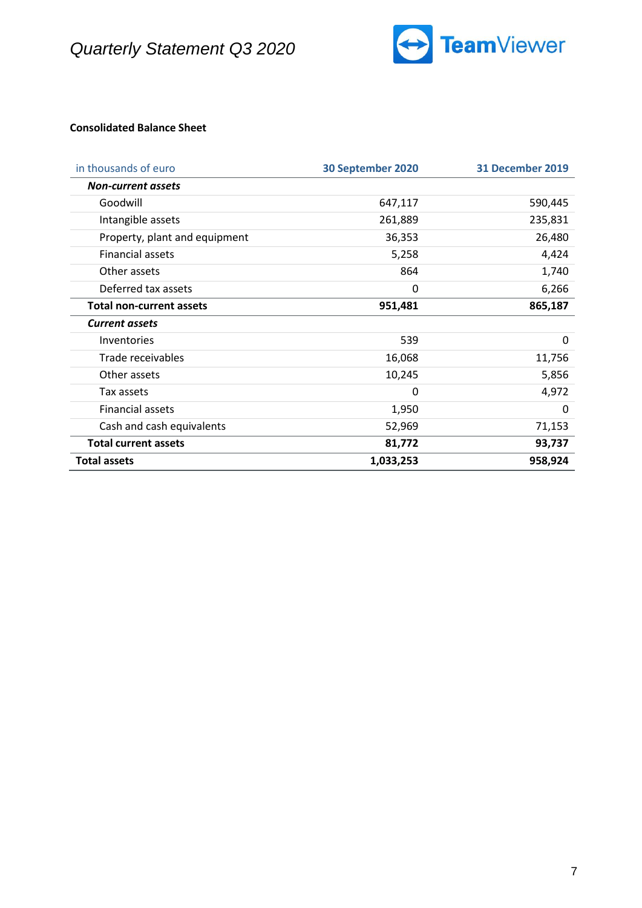**Consolidated Balance Sheet**

| in thousands of euro | 30 September 2020 | 31 December 2019 |
|---|---|---|
| ***Non-current assets*** | | |
| Goodwill | 647,117 | 590,445 |
| Intangible assets | 261,889 | 235,831 |
| Property, plant and equipment | 36,353 | 26,480 |
| Financial assets | 5,258 | 4,424 |
| Other assets | 864 | 1,740 |
| Deferred tax assets | 0 | 6,266 |
| **Total non-current assets** | **951,481** | **865,187** |
| ***Current assets*** | | |
| Inventories | 539 | 0 |
| Trade receivables | 16,068 | 11,756 |
| Other assets | 10,245 | 5,856 |
| Tax assets | 0 | 4,972 |
| Financial assets | 1,950 | 0 |
| Cash and cash equivalents | 52,969 | 71,153 |
| **Total current assets** | **81,772** | **93,737** |
| **Total assets** | **1,033,253** | **958,924** |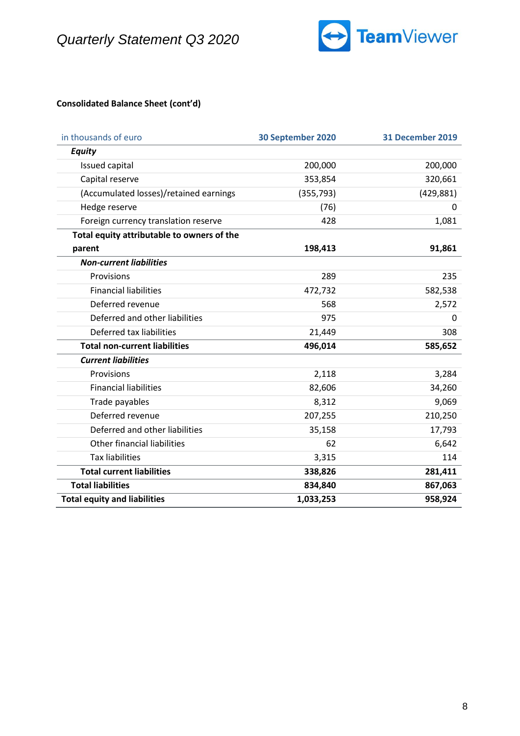**Consolidated Balance Sheet (cont'd)**

| in thousands of euro | 30 September 2020 | 31 December 2019 |
|---|---|---|
| ***Equity*** | | |
| Issued capital | 200,000 | 200,000 |
| Capital reserve | 353,854 | 320,661 |
| (Accumulated losses)/retained earnings | (355,793) | (429,881) |
| Hedge reserve | (76) | 0 |
| Foreign currency translation reserve | 428 | 1,081 |
| **Total equity attributable to owners of the parent** | **198,413** | **91,861** |
| ***Non-current liabilities*** | | |
| Provisions | 289 | 235 |
| Financial liabilities | 472,732 | 582,538 |
| Deferred revenue | 568 | 2,572 |
| Deferred and other liabilities | 975 | 0 |
| Deferred tax liabilities | 21,449 | 308 |
| **Total non-current liabilities** | **496,014** | **585,652** |
| ***Current liabilities*** | | |
| Provisions | 2,118 | 3,284 |
| Financial liabilities | 82,606 | 34,260 |
| Trade payables | 8,312 | 9,069 |
| Deferred revenue | 207,255 | 210,250 |
| Deferred and other liabilities | 35,158 | 17,793 |
| Other financial liabilities | 62 | 6,642 |
| Tax liabilities | 3,315 | 114 |
| **Total current liabilities** | **338,826** | **281,411** |
| **Total liabilities** | **834,840** | **867,063** |
| **Total equity and liabilities** | **1,033,253** | **958,924** |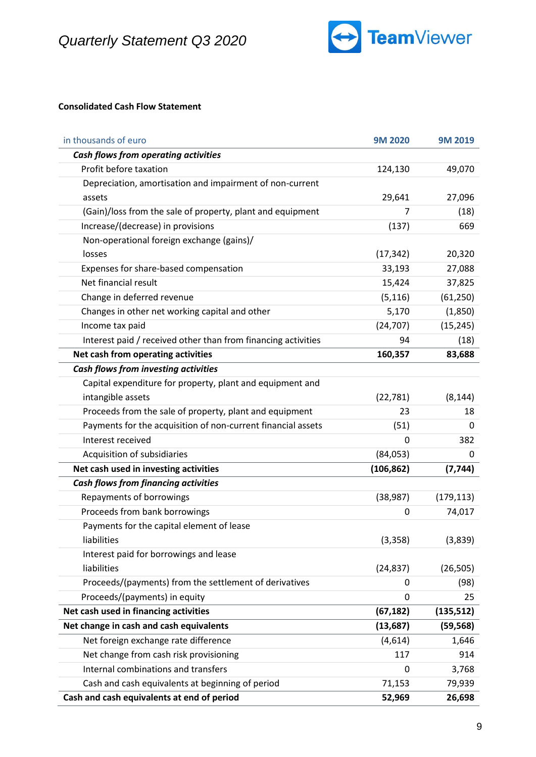**Consolidated Cash Flow Statement**

| in thousands of euro | 9M 2020 | 9M 2019 |
|---|---|---|
| ***Cash flows from operating activities*** | | |
| Profit before taxation | 124,130 | 49,070 |
| Depreciation, amortisation and impairment of non-current assets | 29,641 | 27,096 |
| (Gain)/loss from the sale of property, plant and equipment | 7 | (18) |
| Increase/(decrease) in provisions | (137) | 669 |
| Non-operational foreign exchange (gains)/ losses | (17,342) | 20,320 |
| Expenses for share-based compensation | 33,193 | 27,088 |
| Net financial result | 15,424 | 37,825 |
| Change in deferred revenue | (5,116) | (61,250) |
| Changes in other net working capital and other | 5,170 | (1,850) |
| Income tax paid | (24,707) | (15,245) |
| Interest paid / received other than from financing activities | 94 | (18) |
| **Net cash from operating activities** | **160,357** | **83,688** |
| ***Cash flows from investing activities*** | | |
| Capital expenditure for property, plant and equipment and intangible assets | (22,781) | (8,144) |
| Proceeds from the sale of property, plant and equipment | 23 | 18 |
| Payments for the acquisition of non-current financial assets | (51) | 0 |
| Interest received | 0 | 382 |
| Acquisition of subsidiaries | (84,053) | 0 |
| **Net cash used in investing activities** | **(106,862)** | **(7,744)** |
| ***Cash flows from financing activities*** | | |
| Repayments of borrowings | (38,987) | (179,113) |
| Proceeds from bank borrowings | 0 | 74,017 |
| Payments for the capital element of lease liabilities | (3,358) | (3,839) |
| Interest paid for borrowings and lease liabilities | (24,837) | (26,505) |
| Proceeds/(payments) from the settlement of derivatives | 0 | (98) |
| Proceeds/(payments) in equity | 0 | 25 |
| **Net cash used in financing activities** | **(67,182)** | **(135,512)** |
| **Net change in cash and cash equivalents** | **(13,687)** | **(59,568)** |
| Net foreign exchange rate difference | (4,614) | 1,646 |
| Net change from cash risk provisioning | 117 | 914 |
| Internal combinations and transfers | 0 | 3,768 |
| Cash and cash equivalents at beginning of period | 71,153 | 79,939 |
| **Cash and cash equivalents at end of period** | **52,969** | **26,698** |